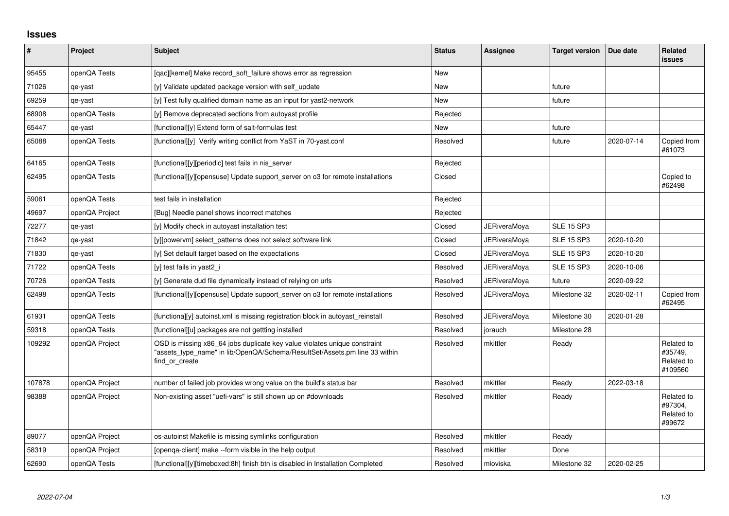# Issues

| # | Project | Subject | Status | Assignee | Target version | Due date | Related issues |
|---|---|---|---|---|---|---|---|
| 95455 | openQA Tests | [qac][kernel] Make record_soft_failure shows error as regression | New | | | | |
| 71026 | qe-yast | [y] Validate updated package version with self_update | New | | future | | |
| 69259 | qe-yast | [y] Test fully qualified domain name as an input for yast2-network | New | | future | | |
| 68908 | openQA Tests | [y] Remove deprecated sections from autoyast profile | Rejected | | | | |
| 65447 | qe-yast | [functional][y] Extend form of salt-formulas test | New | | future | | |
| 65088 | openQA Tests | [functional][y] Verify writing conflict from YaST in 70-yast.conf | Resolved | | future | 2020-07-14 | Copied from #61073 |
| 64165 | openQA Tests | [functional][y][periodic] test fails in nis_server | Rejected | | | | |
| 62495 | openQA Tests | [functional][y][opensuse] Update support_server on o3 for remote installations | Closed | | | | Copied to #62498 |
| 59061 | openQA Tests | test fails in installation | Rejected | | | | |
| 49697 | openQA Project | [Bug] Needle panel shows incorrect matches | Rejected | | | | |
| 72277 | qe-yast | [y] Modify check in autoyast installation test | Closed | JERiveraMoya | SLE 15 SP3 | | |
| 71842 | qe-yast | [y][powervm] select_patterns does not select software link | Closed | JERiveraMoya | SLE 15 SP3 | 2020-10-20 | |
| 71830 | qe-yast | [y] Set default target based on the expectations | Closed | JERiveraMoya | SLE 15 SP3 | 2020-10-20 | |
| 71722 | openQA Tests | [y] test fails in yast2_i | Resolved | JERiveraMoya | SLE 15 SP3 | 2020-10-06 | |
| 70726 | openQA Tests | [y] Generate dud file dynamically instead of relying on urls | Resolved | JERiveraMoya | future | 2020-09-22 | |
| 62498 | openQA Tests | [functional][y][opensuse] Update support_server on o3 for remote installations | Resolved | JERiveraMoya | Milestone 32 | 2020-02-11 | Copied from #62495 |
| 61931 | openQA Tests | [functiona][y] autoinst.xml is missing registration block in autoyast_reinstall | Resolved | JERiveraMoya | Milestone 30 | 2020-01-28 | |
| 59318 | openQA Tests | [functional][u] packages are not gettting installed | Resolved | jorauch | Milestone 28 | | |
| 109292 | openQA Project | OSD is missing x86_64 jobs duplicate key value violates unique constraint "assets_type_name" in lib/OpenQA/Schema/ResultSet/Assets.pm line 33 within find_or_create | Resolved | mkittler | Ready | | Related to #35749, Related to #109560 |
| 107878 | openQA Project | number of failed job provides wrong value on the build's status bar | Resolved | mkittler | Ready | 2022-03-18 | |
| 98388 | openQA Project | Non-existing asset "uefi-vars" is still shown up on #downloads | Resolved | mkittler | Ready | | Related to #97304, Related to #99672 |
| 89077 | openQA Project | os-autoinst Makefile is missing symlinks configuration | Resolved | mkittler | Ready | | |
| 58319 | openQA Project | [openqa-client] make --form visible in the help output | Resolved | mkittler | Done | | |
| 62690 | openQA Tests | [functional][y][timeboxed:8h] finish btn is disabled in Installation Completed | Resolved | mloviska | Milestone 32 | 2020-02-25 | |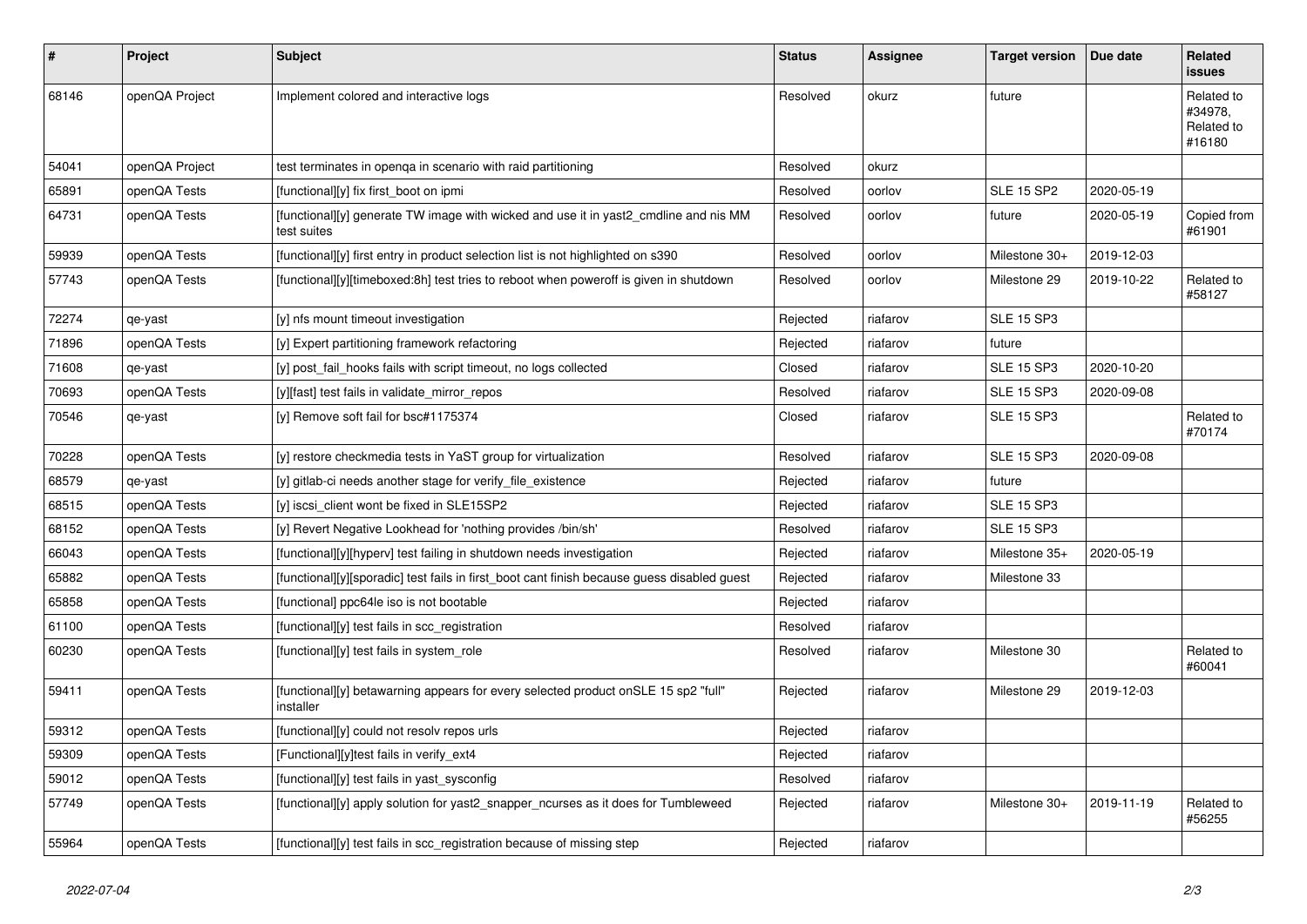| # | Project | Subject | Status | Assignee | Target version | Due date | Related issues |
|---|---|---|---|---|---|---|---|
| 68146 | openQA Project | Implement colored and interactive logs | Resolved | okurz | future | | Related to #34978, Related to #16180 |
| 54041 | openQA Project | test terminates in openqa in scenario with raid partitioning | Resolved | okurz | | | |
| 65891 | openQA Tests | [functional][y] fix first_boot on ipmi | Resolved | oorlov | SLE 15 SP2 | 2020-05-19 | |
| 64731 | openQA Tests | [functional][y] generate TW image with wicked and use it in yast2_cmdline and nis MM test suites | Resolved | oorlov | future | 2020-05-19 | Copied from #61901 |
| 59939 | openQA Tests | [functional][y] first entry in product selection list is not highlighted on s390 | Resolved | oorlov | Milestone 30+ | 2019-12-03 | |
| 57743 | openQA Tests | [functional][y][timeboxed:8h] test tries to reboot when poweroff is given in shutdown | Resolved | oorlov | Milestone 29 | 2019-10-22 | Related to #58127 |
| 72274 | qe-yast | [y] nfs mount timeout investigation | Rejected | riafarov | SLE 15 SP3 | | |
| 71896 | openQA Tests | [y] Expert partitioning framework refactoring | Rejected | riafarov | future | | |
| 71608 | qe-yast | [y] post_fail_hooks fails with script timeout, no logs collected | Closed | riafarov | SLE 15 SP3 | 2020-10-20 | |
| 70693 | openQA Tests | [y][fast] test fails in validate_mirror_repos | Resolved | riafarov | SLE 15 SP3 | 2020-09-08 | |
| 70546 | qe-yast | [y] Remove soft fail for bsc#1175374 | Closed | riafarov | SLE 15 SP3 | | Related to #70174 |
| 70228 | openQA Tests | [y] restore checkmedia tests in YaST group for virtualization | Resolved | riafarov | SLE 15 SP3 | 2020-09-08 | |
| 68579 | qe-yast | [y] gitlab-ci needs another stage for verify_file_existence | Rejected | riafarov | future | | |
| 68515 | openQA Tests | [y] iscsi_client wont be fixed in SLE15SP2 | Rejected | riafarov | SLE 15 SP3 | | |
| 68152 | openQA Tests | [y] Revert Negative Lookhead for 'nothing provides /bin/sh' | Resolved | riafarov | SLE 15 SP3 | | |
| 66043 | openQA Tests | [functional][y][hyperv] test failing in shutdown needs investigation | Rejected | riafarov | Milestone 35+ | 2020-05-19 | |
| 65882 | openQA Tests | [functional][y][sporadic] test fails in first_boot cant finish because guess disabled guest | Rejected | riafarov | Milestone 33 | | |
| 65858 | openQA Tests | [functional] ppc64le iso is not bootable | Rejected | riafarov | | | |
| 61100 | openQA Tests | [functional][y] test fails in scc_registration | Resolved | riafarov | | | |
| 60230 | openQA Tests | [functional][y] test fails in system_role | Resolved | riafarov | Milestone 30 | | Related to #60041 |
| 59411 | openQA Tests | [functional][y] betawarning appears for every selected product onSLE 15 sp2 "full" installer | Rejected | riafarov | Milestone 29 | 2019-12-03 | |
| 59312 | openQA Tests | [functional][y] could not resolv repos urls | Rejected | riafarov | | | |
| 59309 | openQA Tests | [Functional][y]test fails in verify_ext4 | Rejected | riafarov | | | |
| 59012 | openQA Tests | [functional][y] test fails in yast_sysconfig | Resolved | riafarov | | | |
| 57749 | openQA Tests | [functional][y] apply solution for yast2_snapper_ncurses as it does for Tumbleweed | Rejected | riafarov | Milestone 30+ | 2019-11-19 | Related to #56255 |
| 55964 | openQA Tests | [functional][y] test fails in scc_registration because of missing step | Rejected | riafarov | | | |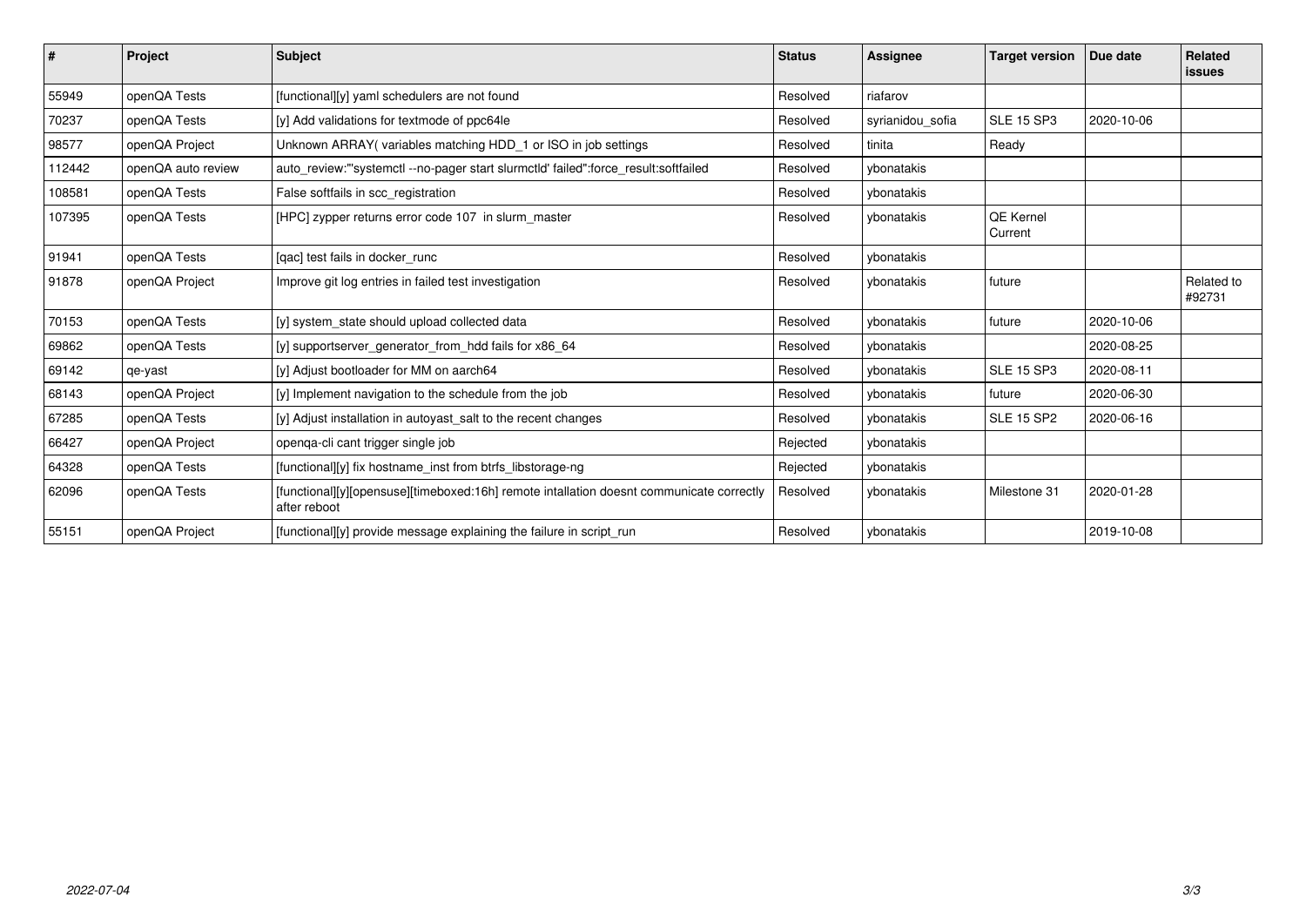| # | Project | Subject | Status | Assignee | Target version | Due date | Related issues |
|---|---|---|---|---|---|---|---|
| 55949 | openQA Tests | [functional][y] yaml schedulers are not found | Resolved | riafarov | | | |
| 70237 | openQA Tests | [y] Add validations for textmode of ppc64le | Resolved | syrianidou_sofia | SLE 15 SP3 | 2020-10-06 | |
| 98577 | openQA Project | Unknown ARRAY( variables matching HDD_1 or ISO in job settings | Resolved | tinita | Ready | | |
| 112442 | openQA auto review | auto_review:"'systemctl --no-pager start slurmctld' failed":force_result:softfailed | Resolved | ybonatakis | | | |
| 108581 | openQA Tests | False softfails in scc_registration | Resolved | ybonatakis | | | |
| 107395 | openQA Tests | [HPC] zypper returns error code 107 in slurm_master | Resolved | ybonatakis | QE Kernel Current | | |
| 91941 | openQA Tests | [qac] test fails in docker_runc | Resolved | ybonatakis | | | |
| 91878 | openQA Project | Improve git log entries in failed test investigation | Resolved | ybonatakis | future | | Related to #92731 |
| 70153 | openQA Tests | [y] system_state should upload collected data | Resolved | ybonatakis | future | 2020-10-06 | |
| 69862 | openQA Tests | [y] supportserver_generator_from_hdd fails for x86_64 | Resolved | ybonatakis | | 2020-08-25 | |
| 69142 | qe-yast | [y] Adjust bootloader for MM on aarch64 | Resolved | ybonatakis | SLE 15 SP3 | 2020-08-11 | |
| 68143 | openQA Project | [y] Implement navigation to the schedule from the job | Resolved | ybonatakis | future | 2020-06-30 | |
| 67285 | openQA Tests | [y] Adjust installation in autoyast_salt to the recent changes | Resolved | ybonatakis | SLE 15 SP2 | 2020-06-16 | |
| 66427 | openQA Project | openqa-cli cant trigger single job | Rejected | ybonatakis | | | |
| 64328 | openQA Tests | [functional][y] fix hostname_inst from btrfs_libstorage-ng | Rejected | ybonatakis | | | |
| 62096 | openQA Tests | [functional][y][opensuse][timeboxed:16h] remote intallation doesnt communicate correctly after reboot | Resolved | ybonatakis | Milestone 31 | 2020-01-28 | |
| 55151 | openQA Project | [functional][y] provide message explaining the failure in script_run | Resolved | ybonatakis | | 2019-10-08 | |